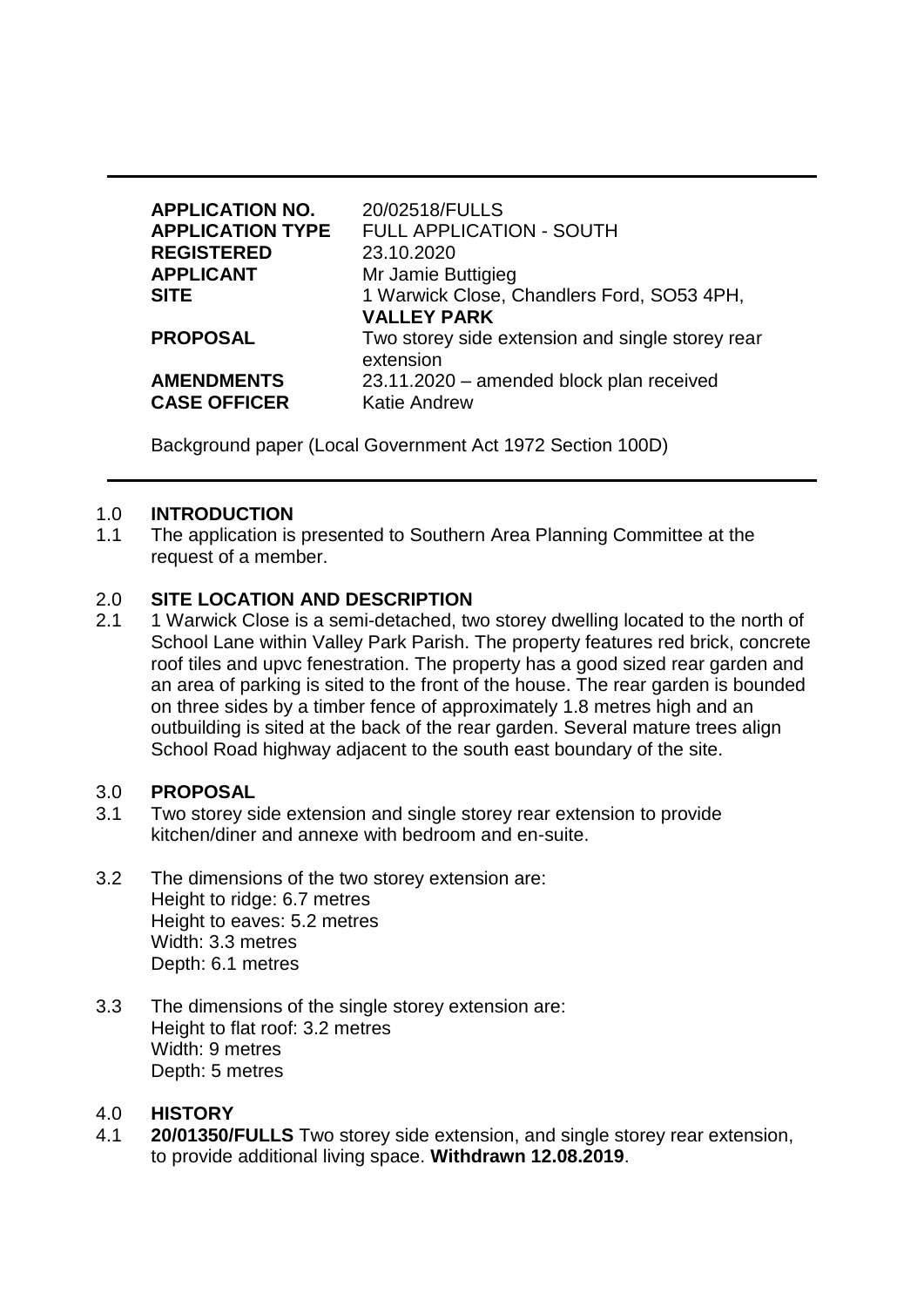| | |
|---|---|
| **APPLICATION NO.** | 20/02518/FULLS |
| **APPLICATION TYPE** | FULL APPLICATION - SOUTH |
| **REGISTERED** | 23.10.2020 |
| **APPLICANT** | Mr Jamie Buttigieg |
| **SITE** | 1 Warwick Close, Chandlers Ford, SO53 4PH, **VALLEY PARK** |
| **PROPOSAL** | Two storey side extension and single storey rear extension |
| **AMENDMENTS** | 23.11.2020 – amended block plan received |
| **CASE OFFICER** | Katie Andrew |

Background paper (Local Government Act 1972 Section 100D)

## 1.0 INTRODUCTION

1.1 The application is presented to Southern Area Planning Committee at the request of a member.

## 2.0 SITE LOCATION AND DESCRIPTION

2.1 1 Warwick Close is a semi-detached, two storey dwelling located to the north of School Lane within Valley Park Parish. The property features red brick, concrete roof tiles and upvc fenestration. The property has a good sized rear garden and an area of parking is sited to the front of the house. The rear garden is bounded on three sides by a timber fence of approximately 1.8 metres high and an outbuilding is sited at the back of the rear garden. Several mature trees align School Road highway adjacent to the south east boundary of the site.

## 3.0 PROPOSAL

3.1 Two storey side extension and single storey rear extension to provide kitchen/diner and annexe with bedroom and en-suite.

3.2 The dimensions of the two storey extension are:
Height to ridge: 6.7 metres
Height to eaves: 5.2 metres
Width: 3.3 metres
Depth: 6.1 metres

3.3 The dimensions of the single storey extension are:
Height to flat roof: 3.2 metres
Width: 9 metres
Depth: 5 metres

## 4.0 HISTORY

4.1 **20/01350/FULLS** Two storey side extension, and single storey rear extension, to provide additional living space. **Withdrawn 12.08.2019**.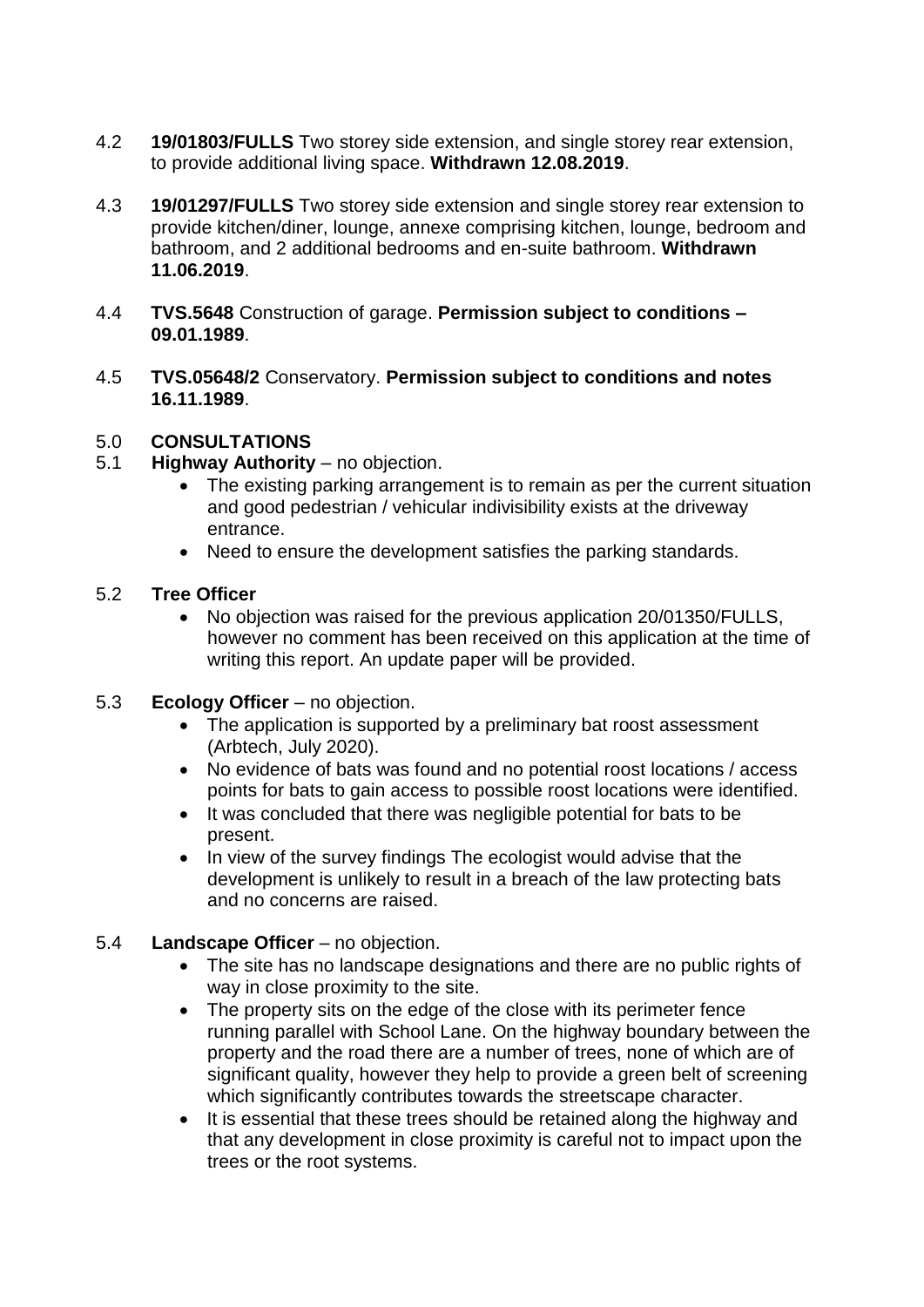4.2 **19/01803/FULLS** Two storey side extension, and single storey rear extension, to provide additional living space. **Withdrawn 12.08.2019**.

4.3 **19/01297/FULLS** Two storey side extension and single storey rear extension to provide kitchen/diner, lounge, annexe comprising kitchen, lounge, bedroom and bathroom, and 2 additional bedrooms and en-suite bathroom. **Withdrawn 11.06.2019**.

4.4 **TVS.5648** Construction of garage. **Permission subject to conditions – 09.01.1989**.

4.5 **TVS.05648/2** Conservatory. **Permission subject to conditions and notes 16.11.1989**.

## 5.0 CONSULTATIONS

5.1 **Highway Authority** – no objection.

- The existing parking arrangement is to remain as per the current situation and good pedestrian / vehicular indivisibility exists at the driveway entrance.
- Need to ensure the development satisfies the parking standards.

5.2 **Tree Officer**

- No objection was raised for the previous application 20/01350/FULLS, however no comment has been received on this application at the time of writing this report. An update paper will be provided.

5.3 **Ecology Officer** – no objection.

- The application is supported by a preliminary bat roost assessment (Arbtech, July 2020).
- No evidence of bats was found and no potential roost locations / access points for bats to gain access to possible roost locations were identified.
- It was concluded that there was negligible potential for bats to be present.
- In view of the survey findings The ecologist would advise that the development is unlikely to result in a breach of the law protecting bats and no concerns are raised.

5.4 **Landscape Officer** – no objection.

- The site has no landscape designations and there are no public rights of way in close proximity to the site.
- The property sits on the edge of the close with its perimeter fence running parallel with School Lane. On the highway boundary between the property and the road there are a number of trees, none of which are of significant quality, however they help to provide a green belt of screening which significantly contributes towards the streetscape character.
- It is essential that these trees should be retained along the highway and that any development in close proximity is careful not to impact upon the trees or the root systems.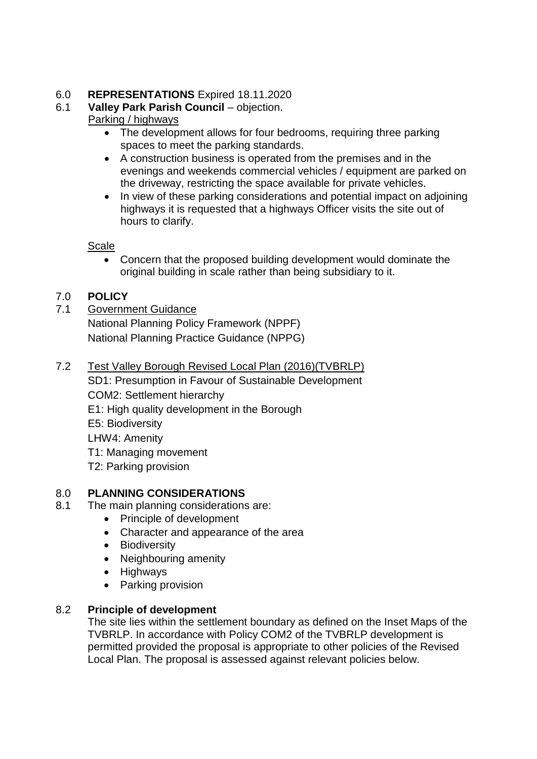## 6.0 **REPRESENTATIONS** Expired 18.11.2020

6.1 **Valley Park Parish Council** – objection.

Parking / highways

- The development allows for four bedrooms, requiring three parking spaces to meet the parking standards.
- A construction business is operated from the premises and in the evenings and weekends commercial vehicles / equipment are parked on the driveway, restricting the space available for private vehicles.
- In view of these parking considerations and potential impact on adjoining highways it is requested that a highways Officer visits the site out of hours to clarify.

Scale

- Concern that the proposed building development would dominate the original building in scale rather than being subsidiary to it.

## 7.0 **POLICY**

7.1 Government Guidance

National Planning Policy Framework (NPPF)
National Planning Practice Guidance (NPPG)

7.2 Test Valley Borough Revised Local Plan (2016)(TVBRLP)

SD1: Presumption in Favour of Sustainable Development
COM2: Settlement hierarchy
E1: High quality development in the Borough
E5: Biodiversity
LHW4: Amenity
T1: Managing movement
T2: Parking provision

## 8.0 **PLANNING CONSIDERATIONS**

8.1 The main planning considerations are:

- Principle of development
- Character and appearance of the area
- Biodiversity
- Neighbouring amenity
- Highways
- Parking provision

### 8.2 **Principle of development**

The site lies within the settlement boundary as defined on the Inset Maps of the TVBRLP. In accordance with Policy COM2 of the TVBRLP development is permitted provided the proposal is appropriate to other policies of the Revised Local Plan. The proposal is assessed against relevant policies below.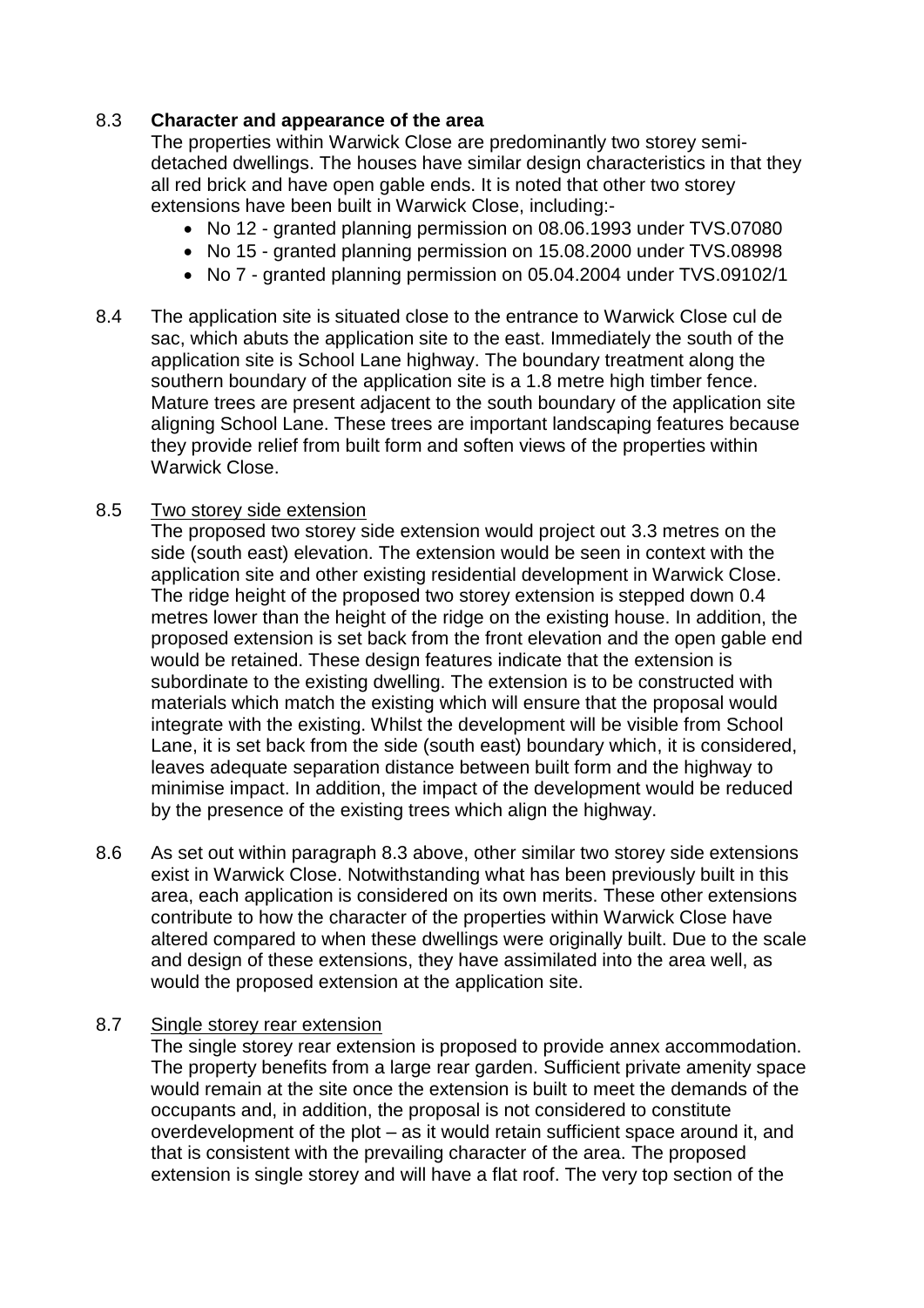8.3 **Character and appearance of the area**

The properties within Warwick Close are predominantly two storey semi-detached dwellings. The houses have similar design characteristics in that they all red brick and have open gable ends. It is noted that other two storey extensions have been built in Warwick Close, including:-

- No 12 - granted planning permission on 08.06.1993 under TVS.07080
- No 15 - granted planning permission on 15.08.2000 under TVS.08998
- No 7 - granted planning permission on 05.04.2004 under TVS.09102/1

8.4 The application site is situated close to the entrance to Warwick Close cul de sac, which abuts the application site to the east. Immediately the south of the application site is School Lane highway. The boundary treatment along the southern boundary of the application site is a 1.8 metre high timber fence. Mature trees are present adjacent to the south boundary of the application site aligning School Lane. These trees are important landscaping features because they provide relief from built form and soften views of the properties within Warwick Close.

8.5 <u>Two storey side extension</u>

The proposed two storey side extension would project out 3.3 metres on the side (south east) elevation. The extension would be seen in context with the application site and other existing residential development in Warwick Close. The ridge height of the proposed two storey extension is stepped down 0.4 metres lower than the height of the ridge on the existing house. In addition, the proposed extension is set back from the front elevation and the open gable end would be retained. These design features indicate that the extension is subordinate to the existing dwelling. The extension is to be constructed with materials which match the existing which will ensure that the proposal would integrate with the existing. Whilst the development will be visible from School Lane, it is set back from the side (south east) boundary which, it is considered, leaves adequate separation distance between built form and the highway to minimise impact. In addition, the impact of the development would be reduced by the presence of the existing trees which align the highway.

8.6 As set out within paragraph 8.3 above, other similar two storey side extensions exist in Warwick Close. Notwithstanding what has been previously built in this area, each application is considered on its own merits. These other extensions contribute to how the character of the properties within Warwick Close have altered compared to when these dwellings were originally built. Due to the scale and design of these extensions, they have assimilated into the area well, as would the proposed extension at the application site.

8.7 <u>Single storey rear extension</u>

The single storey rear extension is proposed to provide annex accommodation. The property benefits from a large rear garden. Sufficient private amenity space would remain at the site once the extension is built to meet the demands of the occupants and, in addition, the proposal is not considered to constitute overdevelopment of the plot – as it would retain sufficient space around it, and that is consistent with the prevailing character of the area. The proposed extension is single storey and will have a flat roof. The very top section of the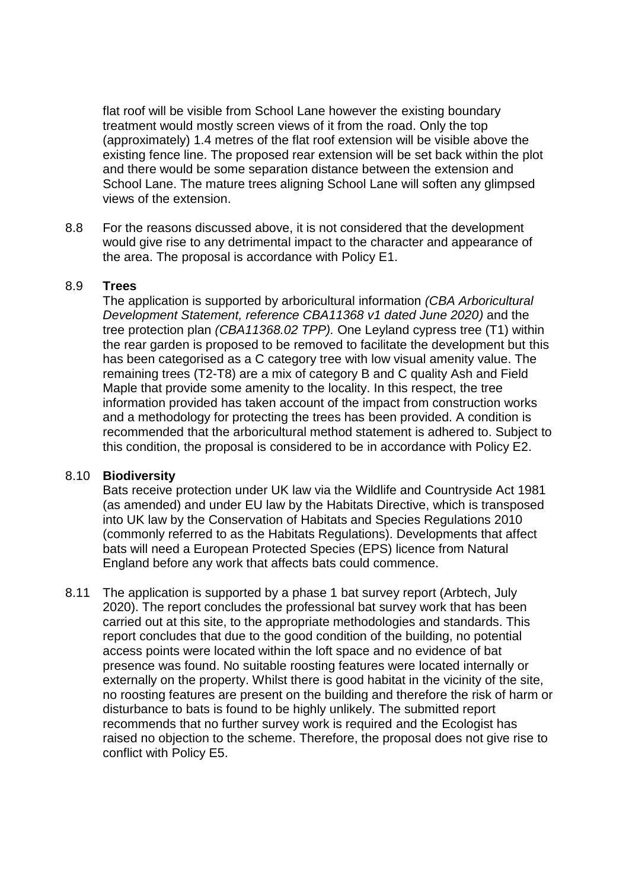flat roof will be visible from School Lane however the existing boundary treatment would mostly screen views of it from the road. Only the top (approximately) 1.4 metres of the flat roof extension will be visible above the existing fence line. The proposed rear extension will be set back within the plot and there would be some separation distance between the extension and School Lane. The mature trees aligning School Lane will soften any glimpsed views of the extension.

8.8 For the reasons discussed above, it is not considered that the development would give rise to any detrimental impact to the character and appearance of the area. The proposal is accordance with Policy E1.

8.9 **Trees**

The application is supported by arboricultural information *(CBA Arboricultural Development Statement, reference CBA11368 v1 dated June 2020)* and the tree protection plan *(CBA11368.02 TPP).* One Leyland cypress tree (T1) within the rear garden is proposed to be removed to facilitate the development but this has been categorised as a C category tree with low visual amenity value. The remaining trees (T2-T8) are a mix of category B and C quality Ash and Field Maple that provide some amenity to the locality. In this respect, the tree information provided has taken account of the impact from construction works and a methodology for protecting the trees has been provided. A condition is recommended that the arboricultural method statement is adhered to. Subject to this condition, the proposal is considered to be in accordance with Policy E2.

8.10 **Biodiversity**

Bats receive protection under UK law via the Wildlife and Countryside Act 1981 (as amended) and under EU law by the Habitats Directive, which is transposed into UK law by the Conservation of Habitats and Species Regulations 2010 (commonly referred to as the Habitats Regulations). Developments that affect bats will need a European Protected Species (EPS) licence from Natural England before any work that affects bats could commence.

8.11 The application is supported by a phase 1 bat survey report (Arbtech, July 2020). The report concludes the professional bat survey work that has been carried out at this site, to the appropriate methodologies and standards. This report concludes that due to the good condition of the building, no potential access points were located within the loft space and no evidence of bat presence was found. No suitable roosting features were located internally or externally on the property. Whilst there is good habitat in the vicinity of the site, no roosting features are present on the building and therefore the risk of harm or disturbance to bats is found to be highly unlikely. The submitted report recommends that no further survey work is required and the Ecologist has raised no objection to the scheme. Therefore, the proposal does not give rise to conflict with Policy E5.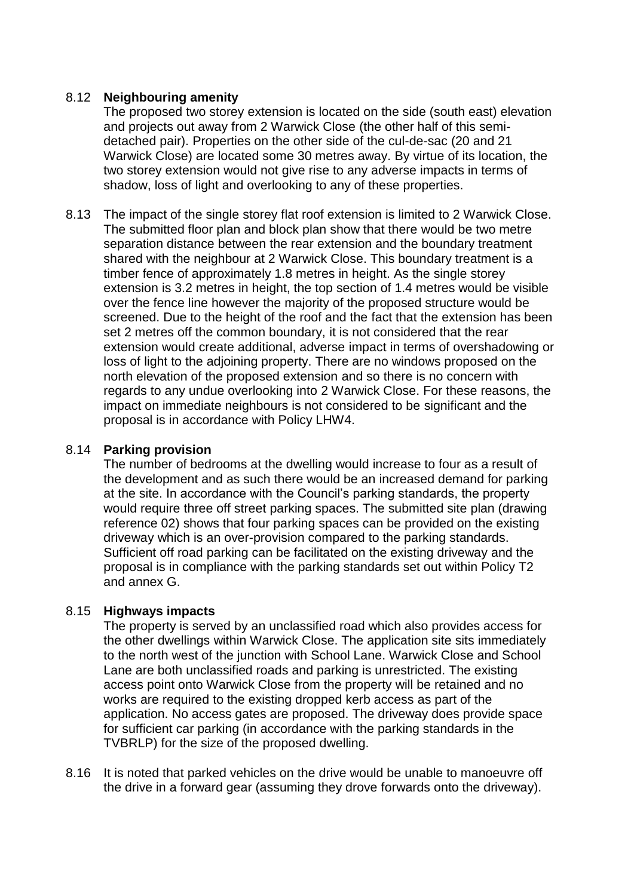8.12 **Neighbouring amenity**

The proposed two storey extension is located on the side (south east) elevation and projects out away from 2 Warwick Close (the other half of this semi-detached pair). Properties on the other side of the cul-de-sac (20 and 21 Warwick Close) are located some 30 metres away. By virtue of its location, the two storey extension would not give rise to any adverse impacts in terms of shadow, loss of light and overlooking to any of these properties.

8.13 The impact of the single storey flat roof extension is limited to 2 Warwick Close. The submitted floor plan and block plan show that there would be two metre separation distance between the rear extension and the boundary treatment shared with the neighbour at 2 Warwick Close. This boundary treatment is a timber fence of approximately 1.8 metres in height. As the single storey extension is 3.2 metres in height, the top section of 1.4 metres would be visible over the fence line however the majority of the proposed structure would be screened. Due to the height of the roof and the fact that the extension has been set 2 metres off the common boundary, it is not considered that the rear extension would create additional, adverse impact in terms of overshadowing or loss of light to the adjoining property. There are no windows proposed on the north elevation of the proposed extension and so there is no concern with regards to any undue overlooking into 2 Warwick Close. For these reasons, the impact on immediate neighbours is not considered to be significant and the proposal is in accordance with Policy LHW4.

8.14 **Parking provision**

The number of bedrooms at the dwelling would increase to four as a result of the development and as such there would be an increased demand for parking at the site. In accordance with the Council's parking standards, the property would require three off street parking spaces. The submitted site plan (drawing reference 02) shows that four parking spaces can be provided on the existing driveway which is an over-provision compared to the parking standards. Sufficient off road parking can be facilitated on the existing driveway and the proposal is in compliance with the parking standards set out within Policy T2 and annex G.

8.15 **Highways impacts**

The property is served by an unclassified road which also provides access for the other dwellings within Warwick Close. The application site sits immediately to the north west of the junction with School Lane. Warwick Close and School Lane are both unclassified roads and parking is unrestricted. The existing access point onto Warwick Close from the property will be retained and no works are required to the existing dropped kerb access as part of the application. No access gates are proposed. The driveway does provide space for sufficient car parking (in accordance with the parking standards in the TVBRLP) for the size of the proposed dwelling.

8.16 It is noted that parked vehicles on the drive would be unable to manoeuvre off the drive in a forward gear (assuming they drove forwards onto the driveway).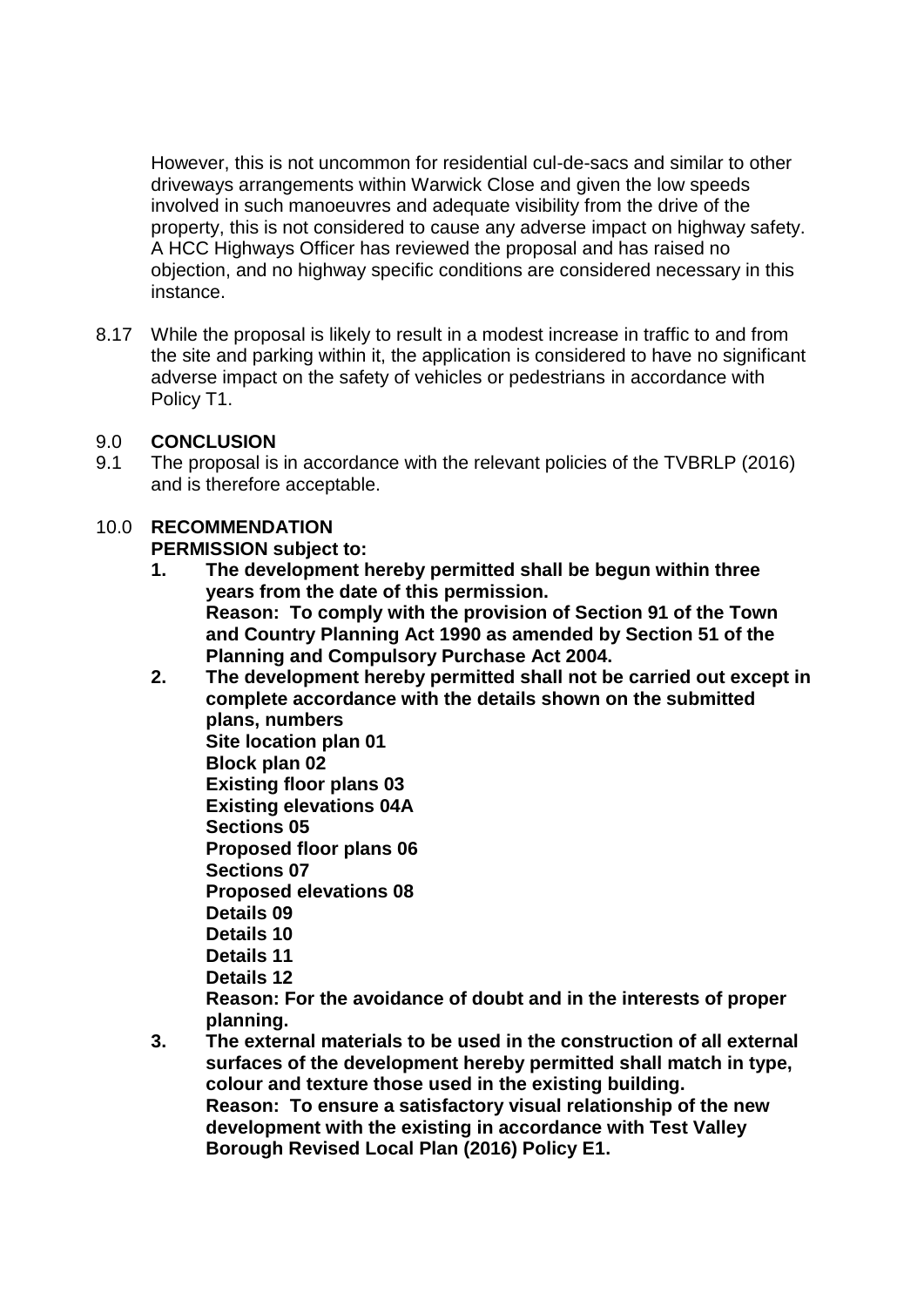However, this is not uncommon for residential cul-de-sacs and similar to other driveways arrangements within Warwick Close and given the low speeds involved in such manoeuvres and adequate visibility from the drive of the property, this is not considered to cause any adverse impact on highway safety. A HCC Highways Officer has reviewed the proposal and has raised no objection, and no highway specific conditions are considered necessary in this instance.

8.17 While the proposal is likely to result in a modest increase in traffic to and from the site and parking within it, the application is considered to have no significant adverse impact on the safety of vehicles or pedestrians in accordance with Policy T1.

## 9.0 CONCLUSION

9.1 The proposal is in accordance with the relevant policies of the TVBRLP (2016) and is therefore acceptable.

## 10.0 RECOMMENDATION

**PERMISSION subject to:**

1. **The development hereby permitted shall be begun within three years from the date of this permission.**
   **Reason: To comply with the provision of Section 91 of the Town and Country Planning Act 1990 as amended by Section 51 of the Planning and Compulsory Purchase Act 2004.**
2. **The development hereby permitted shall not be carried out except in complete accordance with the details shown on the submitted plans, numbers**
   **Site location plan 01**
   **Block plan 02**
   **Existing floor plans 03**
   **Existing elevations 04A**
   **Sections 05**
   **Proposed floor plans 06**
   **Sections 07**
   **Proposed elevations 08**
   **Details 09**
   **Details 10**
   **Details 11**
   **Details 12**
   **Reason: For the avoidance of doubt and in the interests of proper planning.**
3. **The external materials to be used in the construction of all external surfaces of the development hereby permitted shall match in type, colour and texture those used in the existing building.**
   **Reason: To ensure a satisfactory visual relationship of the new development with the existing in accordance with Test Valley Borough Revised Local Plan (2016) Policy E1.**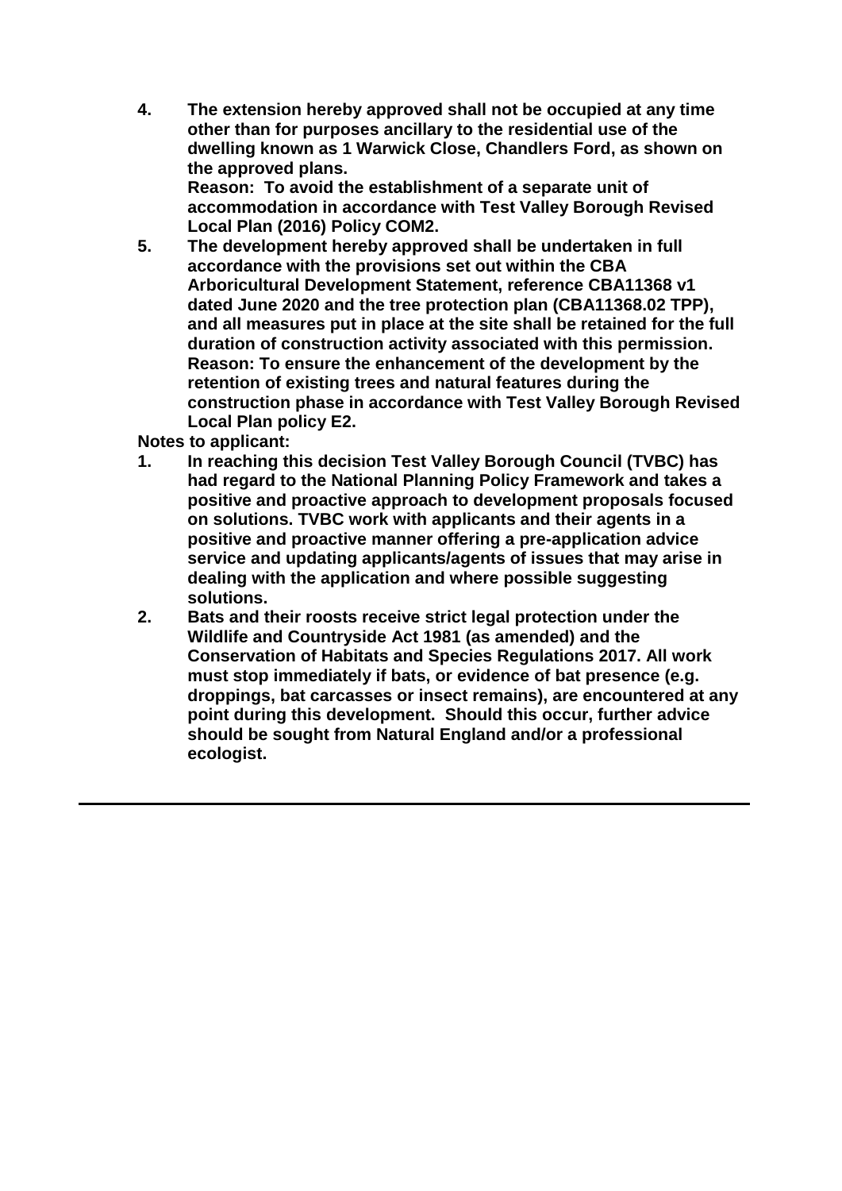**4. The extension hereby approved shall not be occupied at any time other than for purposes ancillary to the residential use of the dwelling known as 1 Warwick Close, Chandlers Ford, as shown on the approved plans.**
**Reason: To avoid the establishment of a separate unit of accommodation in accordance with Test Valley Borough Revised Local Plan (2016) Policy COM2.**

**5. The development hereby approved shall be undertaken in full accordance with the provisions set out within the CBA Arboricultural Development Statement, reference CBA11368 v1 dated June 2020 and the tree protection plan (CBA11368.02 TPP), and all measures put in place at the site shall be retained for the full duration of construction activity associated with this permission.**
**Reason: To ensure the enhancement of the development by the retention of existing trees and natural features during the construction phase in accordance with Test Valley Borough Revised Local Plan policy E2.**

**Notes to applicant:**

1. **In reaching this decision Test Valley Borough Council (TVBC) has had regard to the National Planning Policy Framework and takes a positive and proactive approach to development proposals focused on solutions. TVBC work with applicants and their agents in a positive and proactive manner offering a pre-application advice service and updating applicants/agents of issues that may arise in dealing with the application and where possible suggesting solutions.**
2. **Bats and their roosts receive strict legal protection under the Wildlife and Countryside Act 1981 (as amended) and the Conservation of Habitats and Species Regulations 2017. All work must stop immediately if bats, or evidence of bat presence (e.g. droppings, bat carcasses or insect remains), are encountered at any point during this development. Should this occur, further advice should be sought from Natural England and/or a professional ecologist.**

---